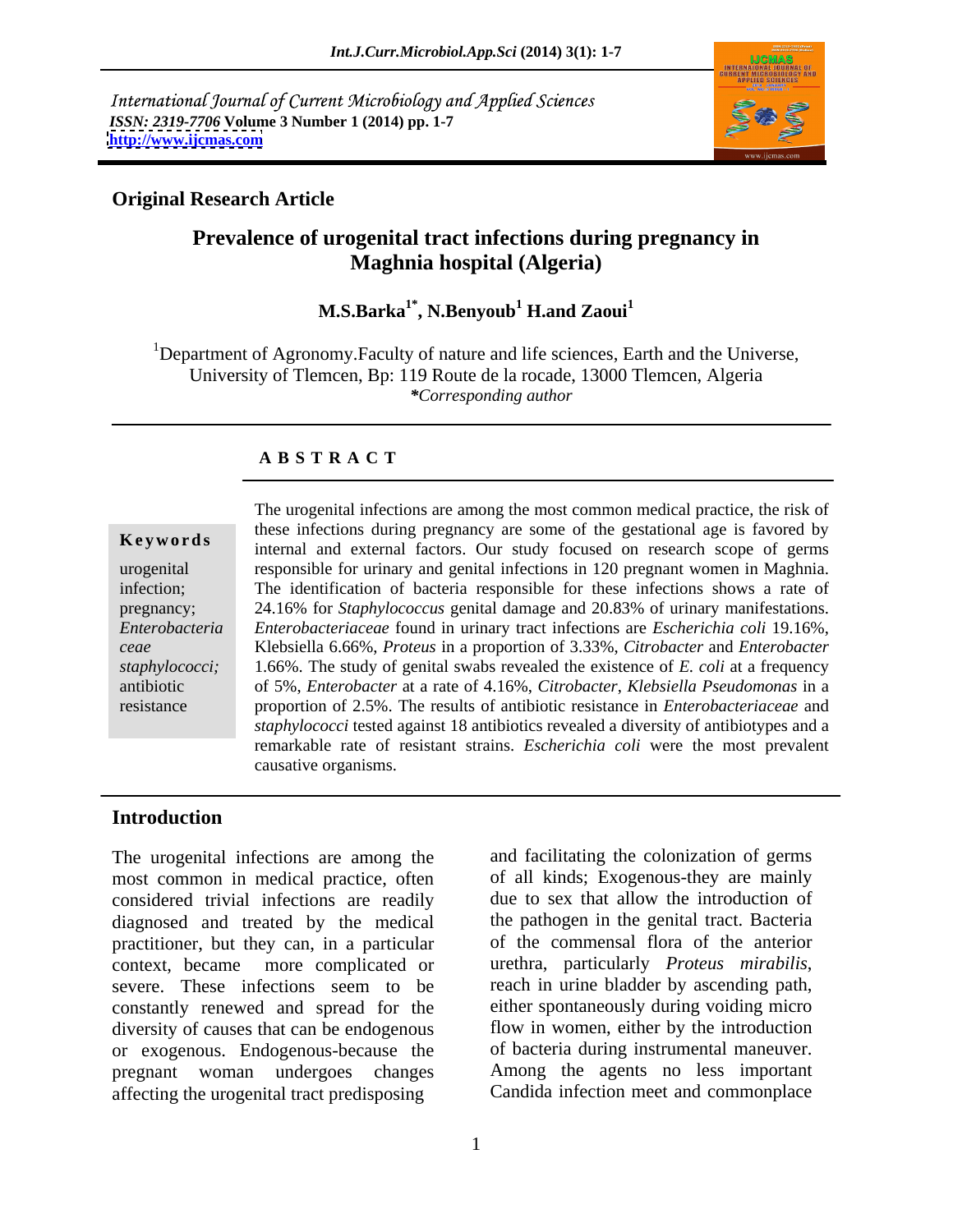International Journal of Current Microbiology and Applied Sciences
*ISSN: 2319-7706* **Volume 3 Number 1 (2014) pp. 1-7**
**http://www.ijcmas.com**

**Original Research Article**

# Prevalence of urogenital tract infections during pregnancy in Maghnia hospital (Algeria)

**M.S.Barka[1*], N.Benyoub[1] H.and Zaoui[1]**

[1]Department of Agronomy.Faculty of nature and life sciences, Earth and the Universe, University of Tlemcen, Bp: 119 Route de la rocade, 13000 Tlemcen, Algeria
*\*Corresponding author*

**A B S T R A C T**

**Keywords**

urogenital infection; pregnancy; *Enterobacteriaceae* *staphylococci;* antibiotic resistance

The urogenital infections are among the most common medical practice, the risk of these infections during pregnancy are some of the gestational age is favored by internal and external factors. Our study focused on research scope of germs responsible for urinary and genital infections in 120 pregnant women in Maghnia. The identification of bacteria responsible for these infections shows a rate of 24.16% for *Staphylococcus* genital damage and 20.83% of urinary manifestations. *Enterobacteriaceae* found in urinary tract infections are *Escherichia coli* 19.16%, Klebsiella 6.66%, *Proteus* in a proportion of 3.33%, *Citrobacter* and *Enterobacter* 1.66%. The study of genital swabs revealed the existence of *E. coli* at a frequency of 5%, *Enterobacter* at a rate of 4.16%, *Citrobacter*, *Klebsiella Pseudomonas* in a proportion of 2.5%. The results of antibiotic resistance in *Enterobacteriaceae* and *staphylococci* tested against 18 antibiotics revealed a diversity of antibiotypes and a remarkable rate of resistant strains. *Escherichia coli* were the most prevalent causative organisms.

## Introduction

The urogenital infections are among the most common in medical practice, often considered trivial infections are readily diagnosed and treated by the medical practitioner, but they can, in a particular context, became more complicated or severe. These infections seem to be constantly renewed and spread for the diversity of causes that can be endogenous or exogenous. Endogenous-because the pregnant woman undergoes changes affecting the urogenital tract predisposing and facilitating the colonization of germs of all kinds; Exogenous-they are mainly due to sex that allow the introduction of the pathogen in the genital tract. Bacteria of the commensal flora of the anterior urethra, particularly *Proteus mirabilis*, reach in urine bladder by ascending path, either spontaneously during voiding micro flow in women, either by the introduction of bacteria during instrumental maneuver. Among the agents no less important Candida infection meet and commonplace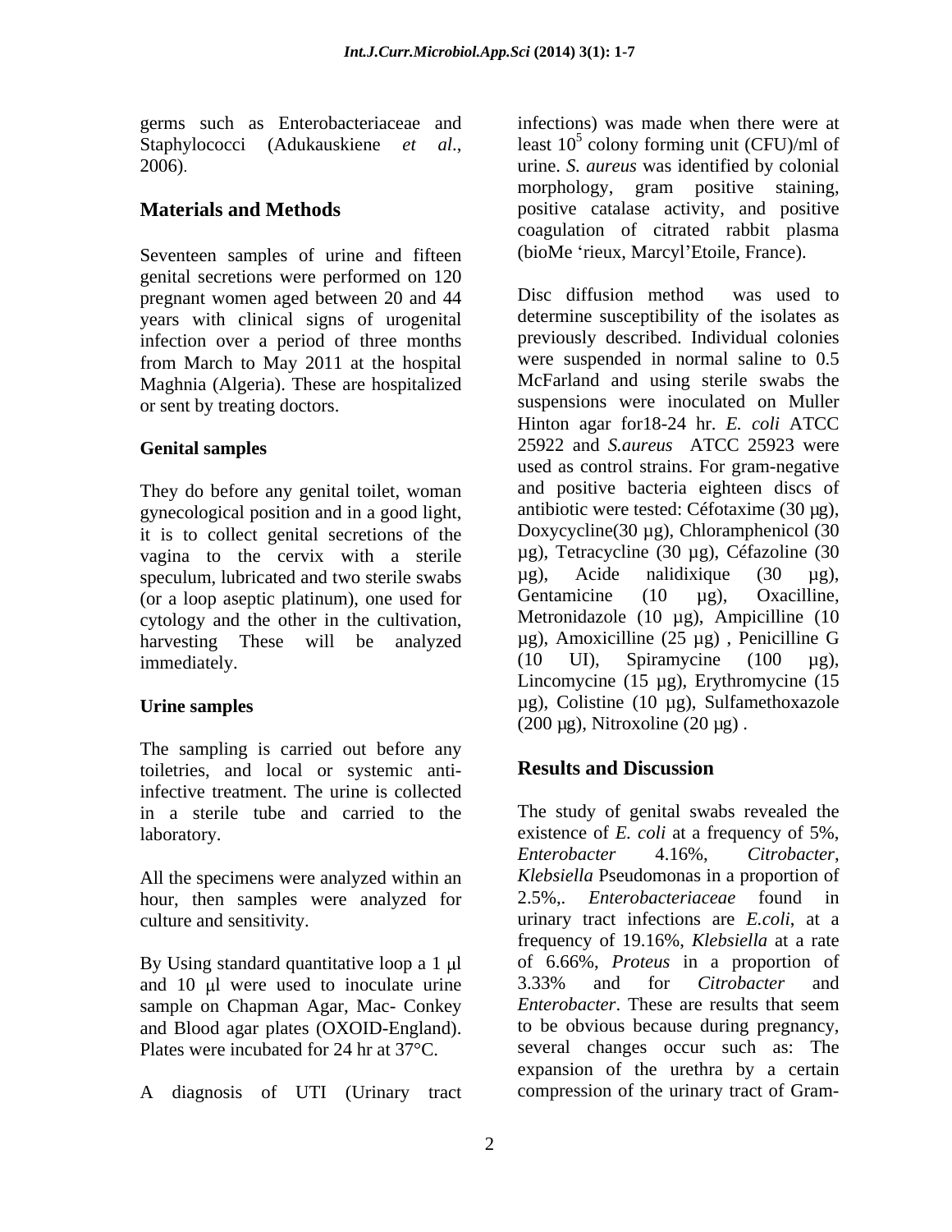germs such as Enterobacteriaceae and Staphylococci (Adukauskiene *et al*., 2006).

## Materials and Methods

Seventeen samples of urine and fifteen genital secretions were performed on 120 pregnant women aged between 20 and 44 years with clinical signs of urogenital infection over a period of three months from March to May 2011 at the hospital Maghnia (Algeria). These are hospitalized or sent by treating doctors.

### Genital samples

They do before any genital toilet, woman gynecological position and in a good light, it is to collect genital secretions of the vagina to the cervix with a sterile speculum, lubricated and two sterile swabs (or a loop aseptic platinum), one used for cytology and the other in the cultivation, harvesting These will be analyzed immediately.

### Urine samples

The sampling is carried out before any toiletries, and local or systemic anti-infective treatment. The urine is collected in a sterile tube and carried to the laboratory.

All the specimens were analyzed within an hour, then samples were analyzed for culture and sensitivity.

By Using standard quantitative loop a 1 μl and 10 μl were used to inoculate urine sample on Chapman Agar, Mac- Conkey and Blood agar plates (OXOID-England). Plates were incubated for 24 hr at 37°C.

A diagnosis of UTI (Urinary tract infections) was made when there were at least $10^5$ colony forming unit (CFU)/ml of urine. *S. aureus* was identified by colonial morphology, gram positive staining, positive catalase activity, and positive coagulation of citrated rabbit plasma (bioMe 'rieux, Marcyl'Etoile, France).

Disc diffusion method was used to determine susceptibility of the isolates as previously described. Individual colonies were suspended in normal saline to 0.5 McFarland and using sterile swabs the suspensions were inoculated on Muller Hinton agar for18-24 hr. *E. coli* ATCC 25922 and *S.aureus* ATCC 25923 were used as control strains. For gram-negative and positive bacteria eighteen discs of antibiotic were tested: Céfotaxime (30 μg), Doxycycline(30 μg), Chloramphenicol (30 μg), Tetracycline (30 μg), Céfazoline (30 μg), Acide nalidixique (30 μg), Gentamicine (10 μg), Oxacilline, Metronidazole (10 μg), Ampicilline (10 μg), Amoxicilline (25 μg) , Penicilline G (10 UI), Spiramycine (100 μg), Lincomycine (15 μg), Erythromycine (15 μg), Colistine (10 μg), Sulfamethoxazole (200 μg), Nitroxoline (20 μg) .

## Results and Discussion

The study of genital swabs revealed the existence of *E. coli* at a frequency of 5%, *Enterobacter* 4.16%, *Citrobacter*, *Klebsiella* Pseudomonas in a proportion of 2.5%,. *Enterobacteriaceae* found in urinary tract infections are *E.coli*, at a frequency of 19.16%, *Klebsiella* at a rate of 6.66%, *Proteus* in a proportion of 3.33% and for *Citrobacter* and *Enterobacter*. These are results that seem to be obvious because during pregnancy, several changes occur such as: The expansion of the urethra by a certain compression of the urinary tract of Gram-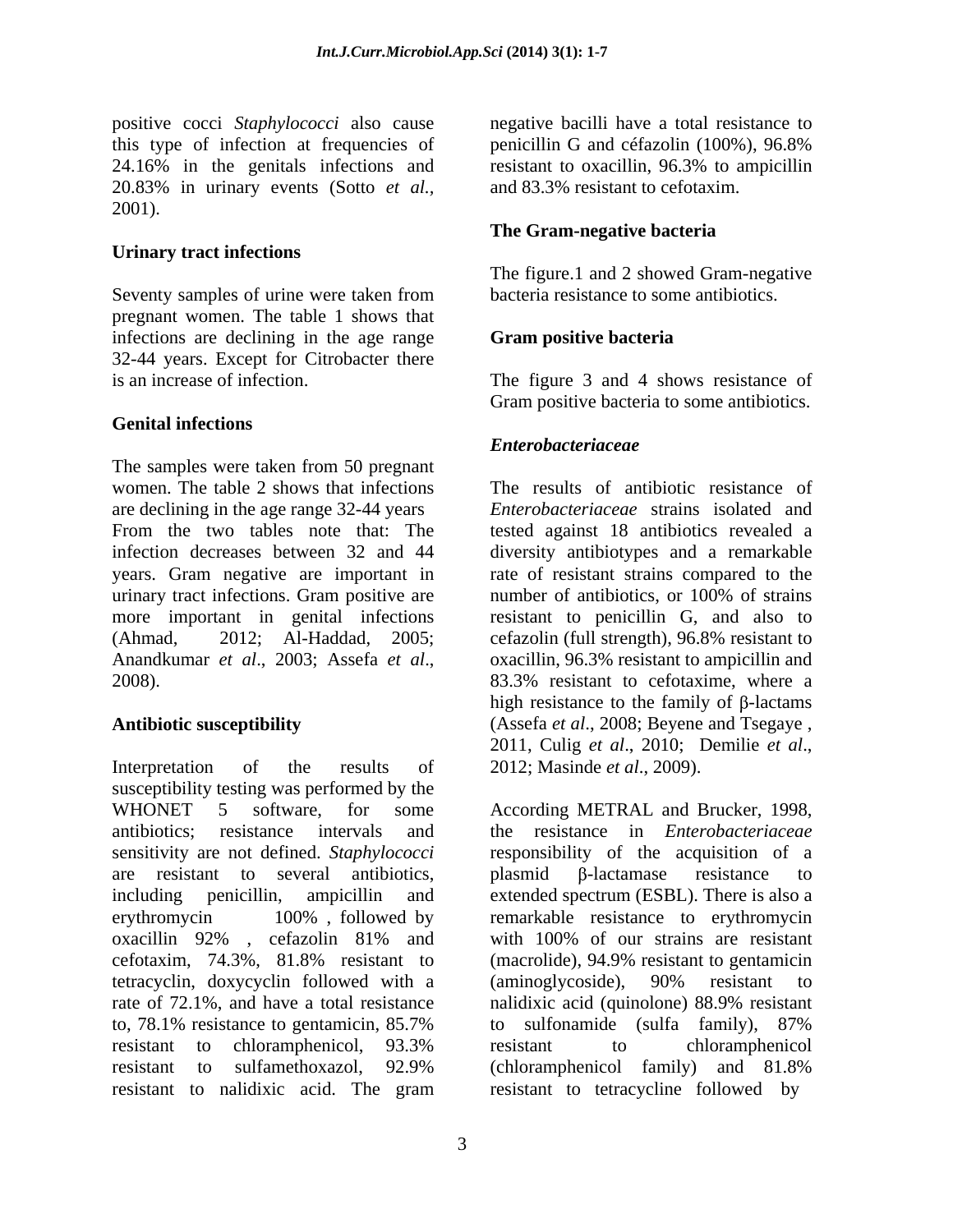positive cocci *Staphylococci* also cause this type of infection at frequencies of 24.16% in the genitals infections and 20.83% in urinary events (Sotto *et al.*, 2001).

### Urinary tract infections

Seventy samples of urine were taken from pregnant women. The table 1 shows that infections are declining in the age range 32-44 years. Except for Citrobacter there is an increase of infection.

### Genital infections

The samples were taken from 50 pregnant women. The table 2 shows that infections are declining in the age range 32-44 years From the two tables note that: The infection decreases between 32 and 44 years. Gram negative are important in urinary tract infections. Gram positive are more important in genital infections (Ahmad, 2012; Al-Haddad, 2005; Anandkumar *et al*., 2003; Assefa *et al*., 2008).

### Antibiotic susceptibility

Interpretation of the results of susceptibility testing was performed by the WHONET 5 software, for some antibiotics; resistance intervals and sensitivity are not defined. *Staphylococci* are resistant to several antibiotics, including penicillin, ampicillin and erythromycin 100% , followed by oxacillin 92% , cefazolin 81% and cefotaxim, 74.3%, 81.8% resistant to tetracyclin, doxycyclin followed with a rate of 72.1%, and have a total resistance to, 78.1% resistance to gentamicin, 85.7% resistant to chloramphenicol, 93.3% resistant to sulfamethoxazol, 92.9% resistant to nalidixic acid. The gram negative bacilli have a total resistance to penicillin G and céfazolin (100%), 96.8% resistant to oxacillin, 96.3% to ampicillin and 83.3% resistant to cefotaxim.

### The Gram-negative bacteria

The figure.1 and 2 showed Gram-negative bacteria resistance to some antibiotics.

### Gram positive bacteria

The figure 3 and 4 shows resistance of Gram positive bacteria to some antibiotics.

### *Enterobacteriaceae*

The results of antibiotic resistance of *Enterobacteriaceae* strains isolated and tested against 18 antibiotics revealed a diversity antibiotypes and a remarkable rate of resistant strains compared to the number of antibiotics, or 100% of strains resistant to penicillin G, and also to cefazolin (full strength), 96.8% resistant to oxacillin, 96.3% resistant to ampicillin and 83.3% resistant to cefotaxime, where a high resistance to the family of β-lactams (Assefa *et al*., 2008; Beyene and Tsegaye , 2011, Culig *et al*., 2010; Demilie *et al*., 2012; Masinde *et al*., 2009).

According METRAL and Brucker, 1998, the resistance in *Enterobacteriaceae* responsibility of the acquisition of a plasmid β-lactamase resistance to extended spectrum (ESBL). There is also a remarkable resistance to erythromycin with 100% of our strains are resistant (macrolide), 94.9% resistant to gentamicin (aminoglycoside), 90% resistant to nalidixic acid (quinolone) 88.9% resistant to sulfonamide (sulfa family), 87% resistant to chloramphenicol (chloramphenicol family) and 81.8% resistant to tetracycline followed by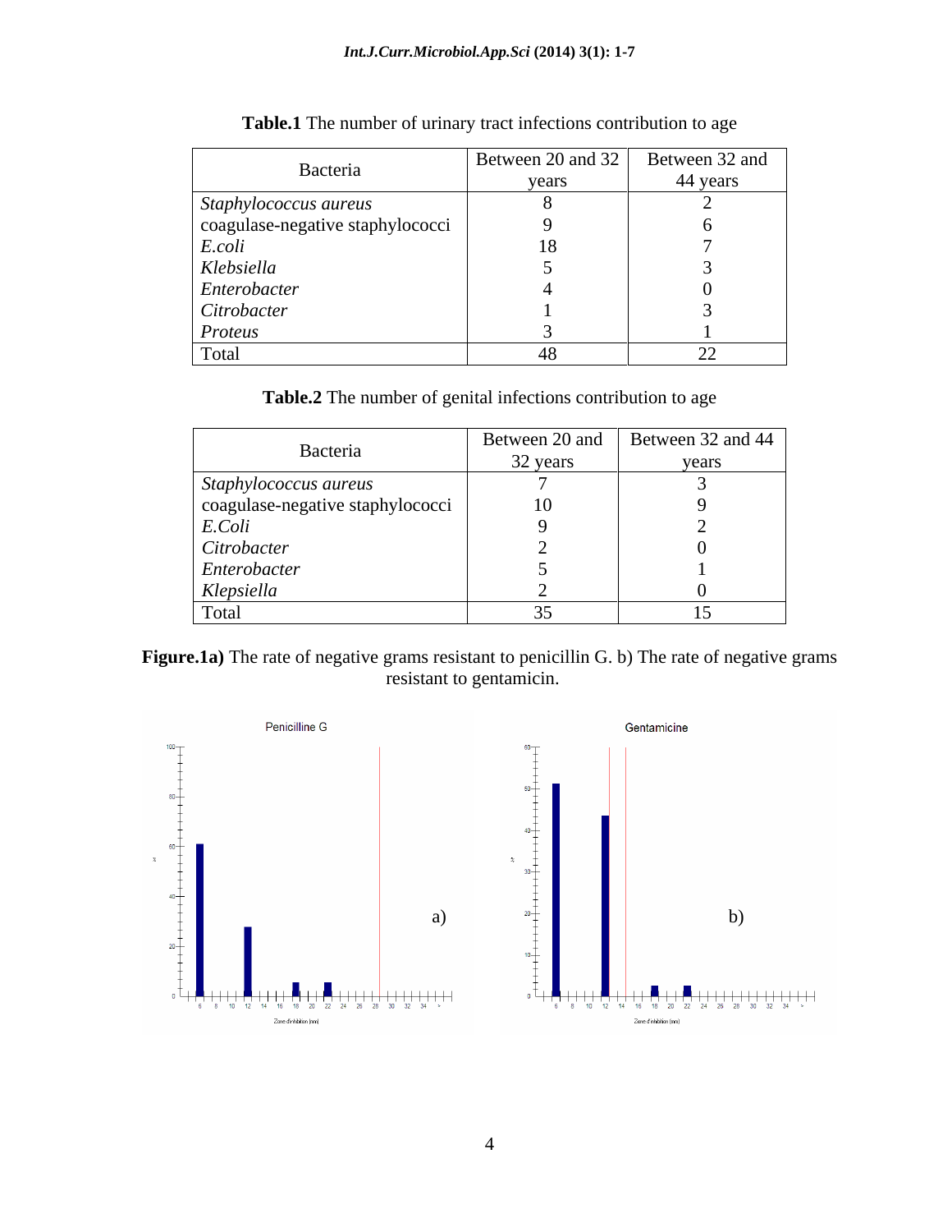**Table.1** The number of urinary tract infections contribution to age

| Bacteria | Between 20 and 32 years | Between 32 and 44 years |
|---|---|---|
| *Staphylococcus aureus* | 8 | 2 |
| coagulase-negative staphylococci | 9 | 6 |
| *E.coli* | 18 | 7 |
| *Klebsiella* | 5 | 3 |
| *Enterobacter* | 4 | 0 |
| *Citrobacter* | 1 | 3 |
| *Proteus* | 3 | 1 |
| Total | 48 | 22 |

**Table.2** The number of genital infections contribution to age

| Bacteria | Between 20 and 32 years | Between 32 and 44 years |
|---|---|---|
| *Staphylococcus aureus* | 7 | 3 |
| coagulase-negative staphylococci | 10 | 9 |
| *E.Coli* | 9 | 2 |
| *Citrobacter* | 2 | 0 |
| *Enterobacter* | 5 | 1 |
| *Klepsiella* | 2 | 0 |
| Total | 35 | 15 |

**Figure.1a)** The rate of negative grams resistant to penicillin G. b) The rate of negative grams resistant to gentamicin.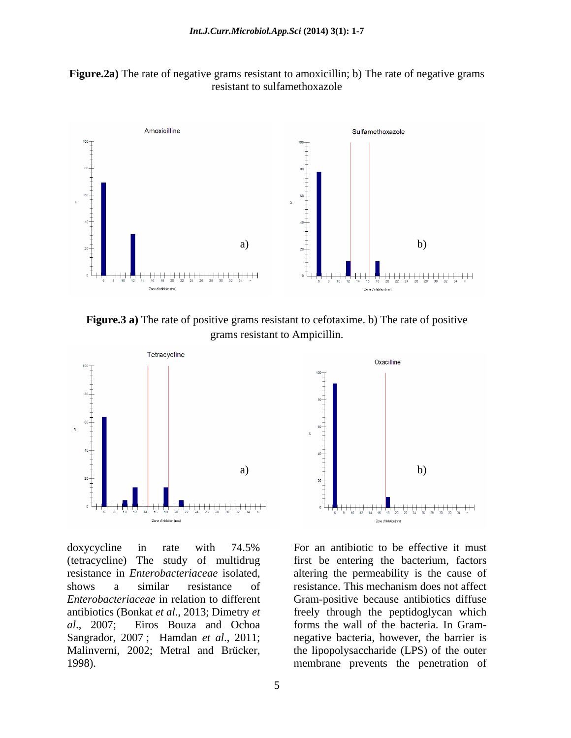**Figure.2a)** The rate of negative grams resistant to amoxicillin; b) The rate of negative grams resistant to sulfamethoxazole

**Figure.3 a)** The rate of positive grams resistant to cefotaxime. b) The rate of positive grams resistant to Ampicillin.

doxycycline in rate with 74.5% (tetracycline) The study of multidrug resistance in *Enterobacteriaceae* isolated, shows a similar resistance of *Enterobacteriaceae* in relation to different antibiotics (Bonkat *et al*., 2013; Dimetry *et al*., 2007; Eiros Bouza and Ochoa Sangrador, 2007 ; Hamdan *et al*., 2011; Malinverni, 2002; Metral and Brücker, 1998).

For an antibiotic to be effective it must first be entering the bacterium, factors altering the permeability is the cause of resistance. This mechanism does not affect Gram-positive because antibiotics diffuse freely through the peptidoglycan which forms the wall of the bacteria. In Gram-negative bacteria, however, the barrier is the lipopolysaccharide (LPS) of the outer membrane prevents the penetration of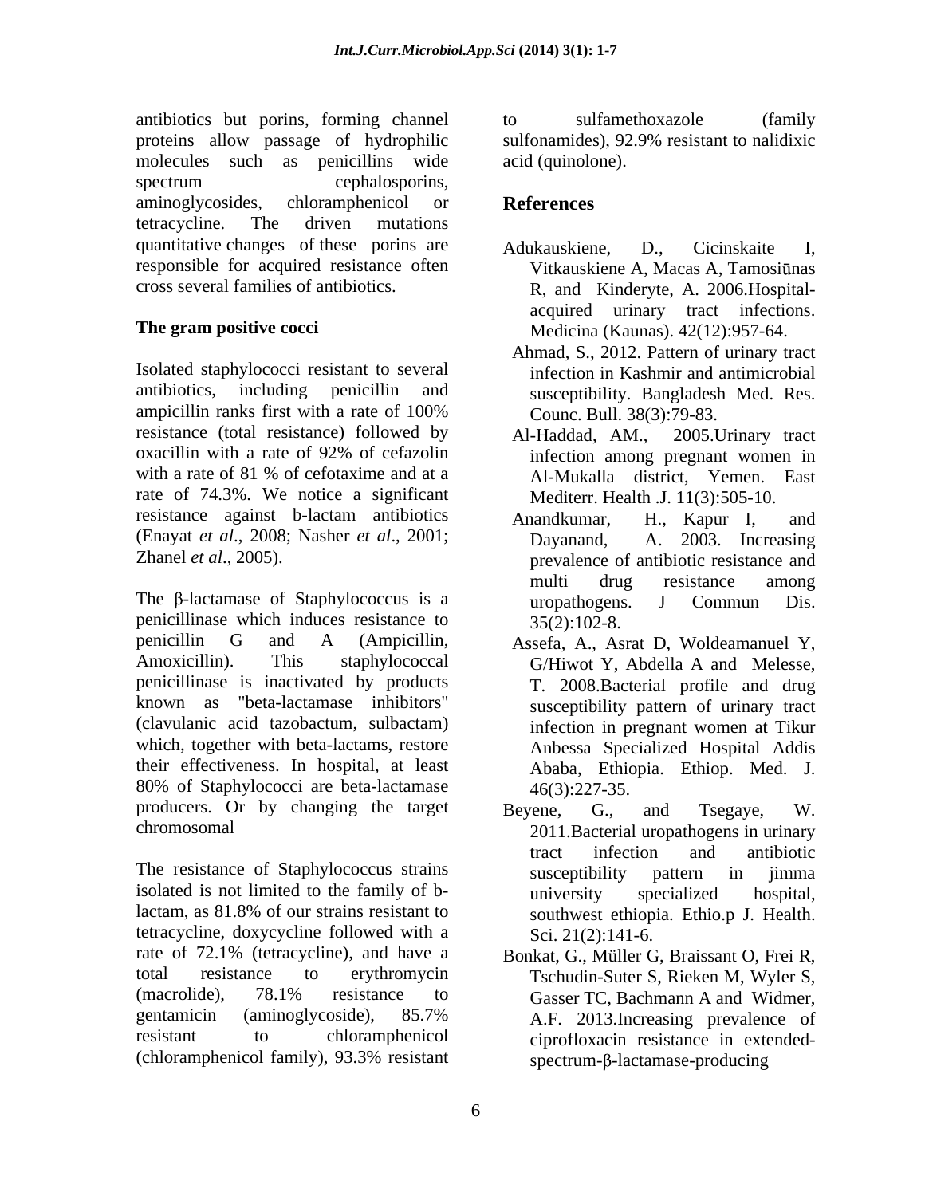antibiotics but porins, forming channel proteins allow passage of hydrophilic molecules such as penicillins wide spectrum cephalosporins, aminoglycosides, chloramphenicol or tetracycline. The driven mutations quantitative changes of these porins are responsible for acquired resistance often cross several families of antibiotics.

### The gram positive cocci

Isolated staphylococci resistant to several antibiotics, including penicillin and ampicillin ranks first with a rate of 100% resistance (total resistance) followed by oxacillin with a rate of 92% of cefazolin with a rate of 81 % of cefotaxime and at a rate of 74.3%. We notice a significant resistance against b-lactam antibiotics (Enayat *et al*., 2008; Nasher *et al*., 2001; Zhanel *et al*., 2005).

The β-lactamase of Staphylococcus is a penicillinase which induces resistance to penicillin G and A (Ampicillin, Amoxicillin). This staphylococcal penicillinase is inactivated by products known as "beta-lactamase inhibitors" (clavulanic acid tazobactum, sulbactam) which, together with beta-lactams, restore their effectiveness. In hospital, at least 80% of Staphylococci are beta-lactamase producers. Or by changing the target chromosomal

The resistance of Staphylococcus strains isolated is not limited to the family of b-lactam, as 81.8% of our strains resistant to tetracycline, doxycycline followed with a rate of 72.1% (tetracycline), and have a total resistance to erythromycin (macrolide), 78.1% resistance to gentamicin (aminoglycoside), 85.7% resistant to chloramphenicol (chloramphenicol family), 93.3% resistant to sulfamethoxazole (family sulfonamides), 92.9% resistant to nalidixic acid (quinolone).

## References

Adukauskiene, D., Cicinskaite I, Vitkauskiene A, Macas A, Tamosiūnas R, and Kinderyte, A. 2006.Hospital-acquired urinary tract infections. Medicina (Kaunas). 42(12):957-64.

Ahmad, S., 2012. Pattern of urinary tract infection in Kashmir and antimicrobial susceptibility. Bangladesh Med. Res. Counc. Bull. 38(3):79-83.

Al-Haddad, AM., 2005.Urinary tract infection among pregnant women in Al-Mukalla district, Yemen. East Mediterr. Health .J. 11(3):505-10.

Anandkumar, H., Kapur I, and Dayanand, A. 2003. Increasing prevalence of antibiotic resistance and multi drug resistance among uropathogens. J Commun Dis. 35(2):102-8.

Assefa, A., Asrat D, Woldeamanuel Y, G/Hiwot Y, Abdella A and Melesse, T. 2008.Bacterial profile and drug susceptibility pattern of urinary tract infection in pregnant women at Tikur Anbessa Specialized Hospital Addis Ababa, Ethiopia. Ethiop. Med. J. 46(3):227-35.

Beyene, G., and Tsegaye, W. 2011.Bacterial uropathogens in urinary tract infection and antibiotic susceptibility pattern in jimma university specialized hospital, southwest ethiopia. Ethio.p J. Health. Sci. 21(2):141-6.

Bonkat, G., Müller G, Braissant O, Frei R, Tschudin-Suter S, Rieken M, Wyler S, Gasser TC, Bachmann A and Widmer, A.F. 2013.Increasing prevalence of ciprofloxacin resistance in extended-spectrum-β-lactamase-producing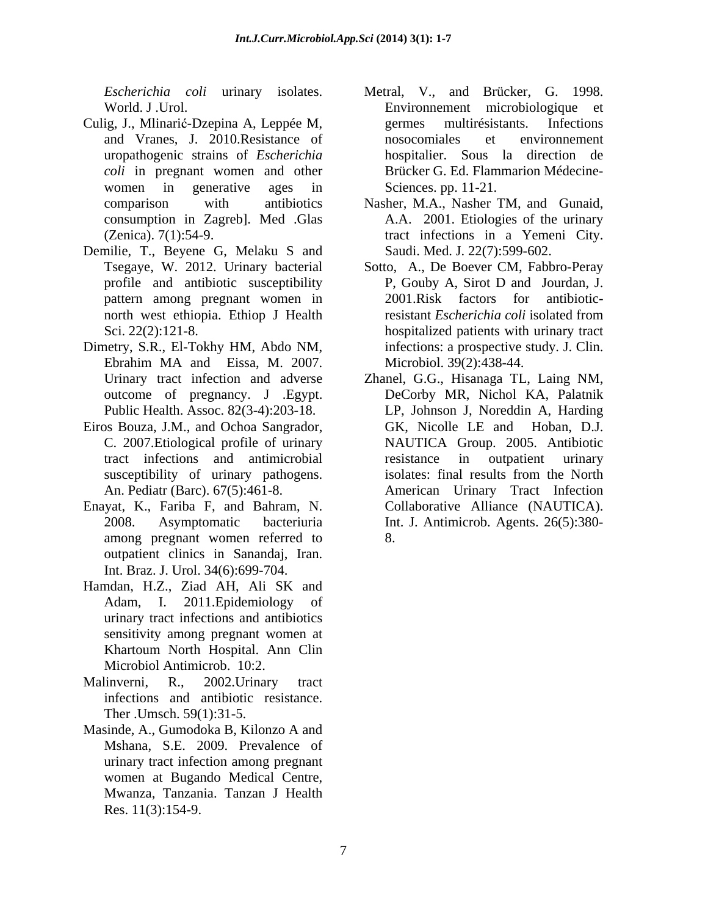*Escherichia coli* urinary isolates. World. J .Urol.

Culig, J., Mlinarić-Dzepina A, Leppée M, and Vranes, J. 2010.Resistance of uropathogenic strains of *Escherichia coli* in pregnant women and other women in generative ages in comparison with antibiotics consumption in Zagreb]. Med .Glas (Zenica). 7(1):54-9.

Demilie, T., Beyene G, Melaku S and Tsegaye, W. 2012. Urinary bacterial profile and antibiotic susceptibility pattern among pregnant women in north west ethiopia. Ethiop J Health Sci. 22(2):121-8.

Dimetry, S.R., El-Tokhy HM, Abdo NM, Ebrahim MA and Eissa, M. 2007. Urinary tract infection and adverse outcome of pregnancy. J .Egypt. Public Health. Assoc. 82(3-4):203-18.

Eiros Bouza, J.M., and Ochoa Sangrador, C. 2007.Etiological profile of urinary tract infections and antimicrobial susceptibility of urinary pathogens. An. Pediatr (Barc). 67(5):461-8.

Enayat, K., Fariba F, and Bahram, N. 2008. Asymptomatic bacteriuria among pregnant women referred to outpatient clinics in Sanandaj, Iran. Int. Braz. J. Urol. 34(6):699-704.

Hamdan, H.Z., Ziad AH, Ali SK and Adam, I. 2011.Epidemiology of urinary tract infections and antibiotics sensitivity among pregnant women at Khartoum North Hospital. Ann Clin Microbiol Antimicrob. 10:2.

Malinverni, R., 2002.Urinary tract infections and antibiotic resistance. Ther .Umsch. 59(1):31-5.

Masinde, A., Gumodoka B, Kilonzo A and Mshana, S.E. 2009. Prevalence of urinary tract infection among pregnant women at Bugando Medical Centre, Mwanza, Tanzania. Tanzan J Health Res. 11(3):154-9.

Metral, V., and Brücker, G. 1998. Environnement microbiologique et germes multirésistants. Infections nosocomiales et environnement hospitalier. Sous la direction de Brücker G. Ed. Flammarion Médecine-Sciences. pp. 11-21.

Nasher, M.A., Nasher TM, and Gunaid, A.A. 2001. Etiologies of the urinary tract infections in a Yemeni City. Saudi. Med. J. 22(7):599-602.

Sotto, A., De Boever CM, Fabbro-Peray P, Gouby A, Sirot D and Jourdan, J. 2001.Risk factors for antibiotic-resistant *Escherichia coli* isolated from hospitalized patients with urinary tract infections: a prospective study. J. Clin. Microbiol. 39(2):438-44.

Zhanel, G.G., Hisanaga TL, Laing NM, DeCorby MR, Nichol KA, Palatnik LP, Johnson J, Noreddin A, Harding GK, Nicolle LE and Hoban, D.J. NAUTICA Group. 2005. Antibiotic resistance in outpatient urinary isolates: final results from the North American Urinary Tract Infection Collaborative Alliance (NAUTICA). Int. J. Antimicrob. Agents. 26(5):380-8.